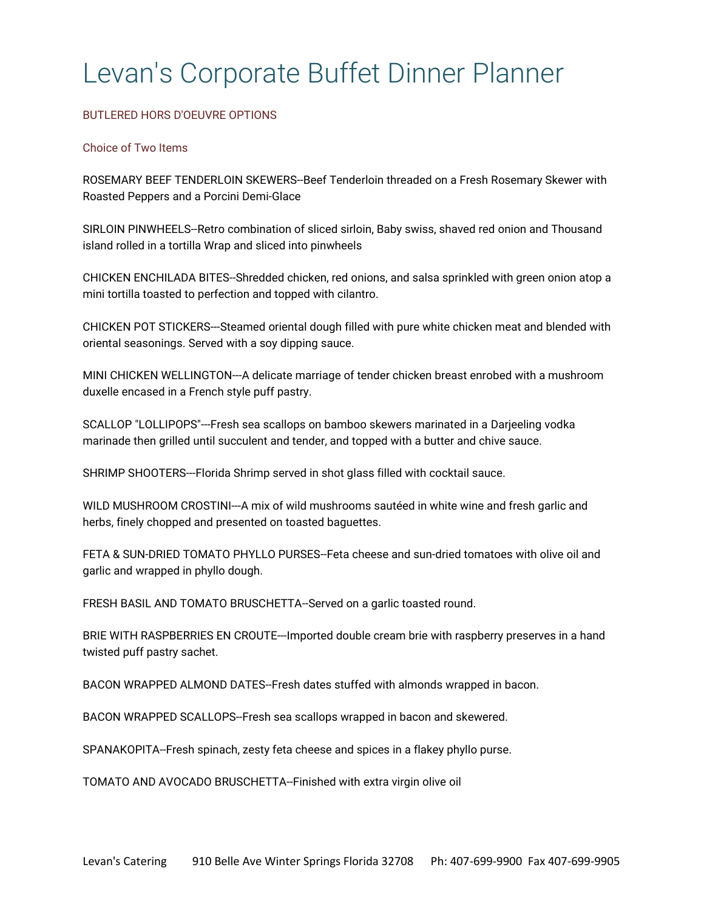# Levan's Corporate Buffet Dinner Planner

## BUTLERED HORS D'OEUVRE OPTIONS

### Choice of Two Items

ROSEMARY BEEF TENDERLOIN SKEWERS--Beef Tenderloin threaded on a Fresh Rosemary Skewer with Roasted Peppers and a Porcini Demi-Glace

SIRLOIN PINWHEELS--Retro combination of sliced sirloin, Baby swiss, shaved red onion and Thousand island rolled in a tortilla Wrap and sliced into pinwheels

CHICKEN ENCHILADA BITES--Shredded chicken, red onions, and salsa sprinkled with green onion atop a mini tortilla toasted to perfection and topped with cilantro.

CHICKEN POT STICKERS---Steamed oriental dough filled with pure white chicken meat and blended with oriental seasonings. Served with a soy dipping sauce.

MINI CHICKEN WELLINGTON---A delicate marriage of tender chicken breast enrobed with a mushroom duxelle encased in a French style puff pastry.

SCALLOP "LOLLIPOPS"---Fresh sea scallops on bamboo skewers marinated in a Darjeeling vodka marinade then grilled until succulent and tender, and topped with a butter and chive sauce.

SHRIMP SHOOTERS---Florida Shrimp served in shot glass filled with cocktail sauce.

WILD MUSHROOM CROSTINI---A mix of wild mushrooms sautéed in white wine and fresh garlic and herbs, finely chopped and presented on toasted baguettes.

FETA & SUN-DRIED TOMATO PHYLLO PURSES--Feta cheese and sun-dried tomatoes with olive oil and garlic and wrapped in phyllo dough.

FRESH BASIL AND TOMATO BRUSCHETTA--Served on a garlic toasted round.

BRIE WITH RASPBERRIES EN CROUTE---Imported double cream brie with raspberry preserves in a hand twisted puff pastry sachet.

BACON WRAPPED ALMOND DATES--Fresh dates stuffed with almonds wrapped in bacon.

BACON WRAPPED SCALLOPS--Fresh sea scallops wrapped in bacon and skewered.

SPANAKOPITA--Fresh spinach, zesty feta cheese and spices in a flakey phyllo purse.

TOMATO AND AVOCADO BRUSCHETTA--Finished with extra virgin olive oil

Levan's Catering 910 Belle Ave Winter Springs Florida 32708 Ph: 407-699-9900 Fax 407-699-9905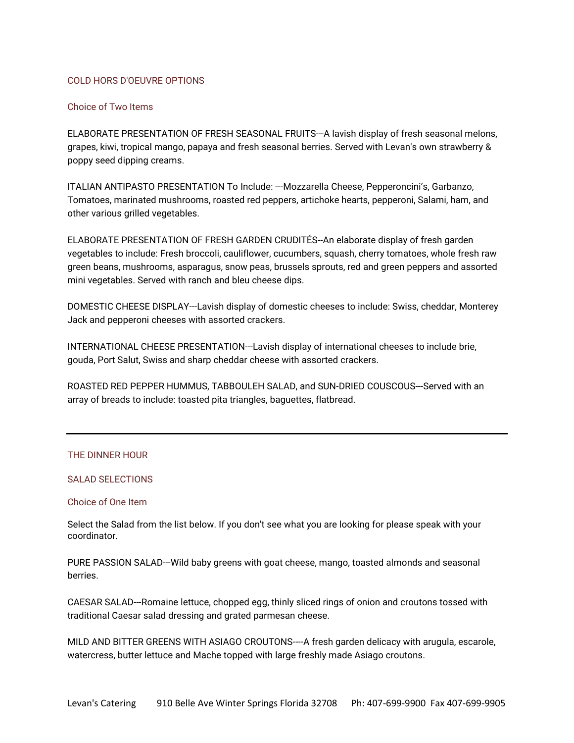## COLD HORS D'OEUVRE OPTIONS

### Choice of Two Items

ELABORATE PRESENTATION OF FRESH SEASONAL FRUITS---A lavish display of fresh seasonal melons, grapes, kiwi, tropical mango, papaya and fresh seasonal berries. Served with Levan's own strawberry & poppy seed dipping creams.

ITALIAN ANTIPASTO PRESENTATION To Include: ---Mozzarella Cheese, Pepperoncini's, Garbanzo, Tomatoes, marinated mushrooms, roasted red peppers, artichoke hearts, pepperoni, Salami, ham, and other various grilled vegetables.

ELABORATE PRESENTATION OF FRESH GARDEN CRUDITÉS--An elaborate display of fresh garden vegetables to include: Fresh broccoli, cauliflower, cucumbers, squash, cherry tomatoes, whole fresh raw green beans, mushrooms, asparagus, snow peas, brussels sprouts, red and green peppers and assorted mini vegetables. Served with ranch and bleu cheese dips.

DOMESTIC CHEESE DISPLAY---Lavish display of domestic cheeses to include: Swiss, cheddar, Monterey Jack and pepperoni cheeses with assorted crackers.

INTERNATIONAL CHEESE PRESENTATION---Lavish display of international cheeses to include brie, gouda, Port Salut, Swiss and sharp cheddar cheese with assorted crackers.

ROASTED RED PEPPER HUMMUS, TABBOULEH SALAD, and SUN-DRIED COUSCOUS---Served with an array of breads to include: toasted pita triangles, baguettes, flatbread.

---

## THE DINNER HOUR

### SALAD SELECTIONS

### Choice of One Item

Select the Salad from the list below. If you don't see what you are looking for please speak with your coordinator.

PURE PASSION SALAD---Wild baby greens with goat cheese, mango, toasted almonds and seasonal berries.

CAESAR SALAD---Romaine lettuce, chopped egg, thinly sliced rings of onion and croutons tossed with traditional Caesar salad dressing and grated parmesan cheese.

MILD AND BITTER GREENS WITH ASIAGO CROUTONS----A fresh garden delicacy with arugula, escarole, watercress, butter lettuce and Mache topped with large freshly made Asiago croutons.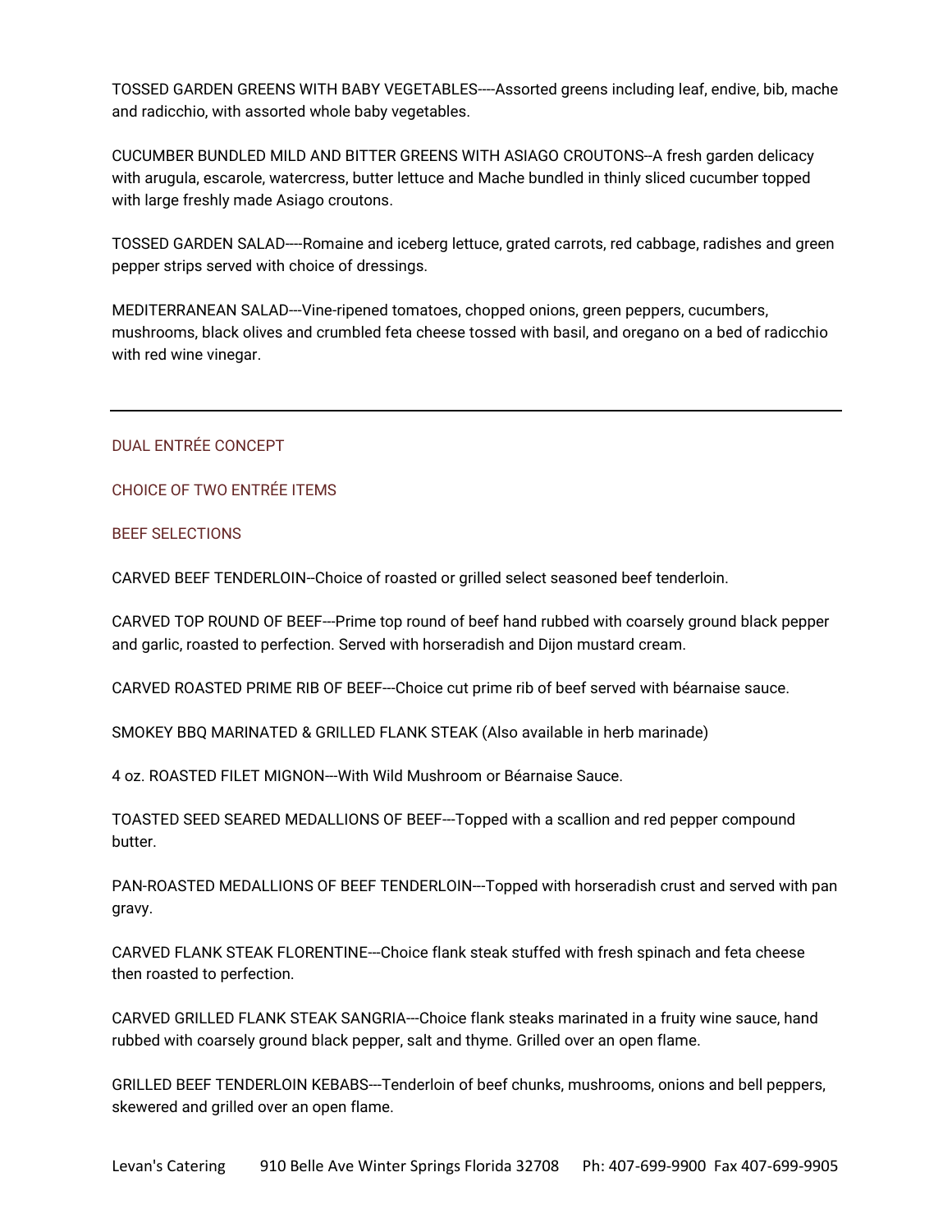TOSSED GARDEN GREENS WITH BABY VEGETABLES----Assorted greens including leaf, endive, bib, mache and radicchio, with assorted whole baby vegetables.

CUCUMBER BUNDLED MILD AND BITTER GREENS WITH ASIAGO CROUTONS--A fresh garden delicacy with arugula, escarole, watercress, butter lettuce and Mache bundled in thinly sliced cucumber topped with large freshly made Asiago croutons.

TOSSED GARDEN SALAD----Romaine and iceberg lettuce, grated carrots, red cabbage, radishes and green pepper strips served with choice of dressings.

MEDITERRANEAN SALAD---Vine-ripened tomatoes, chopped onions, green peppers, cucumbers, mushrooms, black olives and crumbled feta cheese tossed with basil, and oregano on a bed of radicchio with red wine vinegar.

---

## DUAL ENTRÉE CONCEPT

### CHOICE OF TWO ENTRÉE ITEMS

### BEEF SELECTIONS

CARVED BEEF TENDERLOIN--Choice of roasted or grilled select seasoned beef tenderloin.

CARVED TOP ROUND OF BEEF---Prime top round of beef hand rubbed with coarsely ground black pepper and garlic, roasted to perfection. Served with horseradish and Dijon mustard cream.

CARVED ROASTED PRIME RIB OF BEEF---Choice cut prime rib of beef served with béarnaise sauce.

SMOKEY BBQ MARINATED & GRILLED FLANK STEAK (Also available in herb marinade)

4 oz. ROASTED FILET MIGNON---With Wild Mushroom or Béarnaise Sauce.

TOASTED SEED SEARED MEDALLIONS OF BEEF---Topped with a scallion and red pepper compound butter.

PAN-ROASTED MEDALLIONS OF BEEF TENDERLOIN---Topped with horseradish crust and served with pan gravy.

CARVED FLANK STEAK FLORENTINE---Choice flank steak stuffed with fresh spinach and feta cheese then roasted to perfection.

CARVED GRILLED FLANK STEAK SANGRIA---Choice flank steaks marinated in a fruity wine sauce, hand rubbed with coarsely ground black pepper, salt and thyme. Grilled over an open flame.

GRILLED BEEF TENDERLOIN KEBABS---Tenderloin of beef chunks, mushrooms, onions and bell peppers, skewered and grilled over an open flame.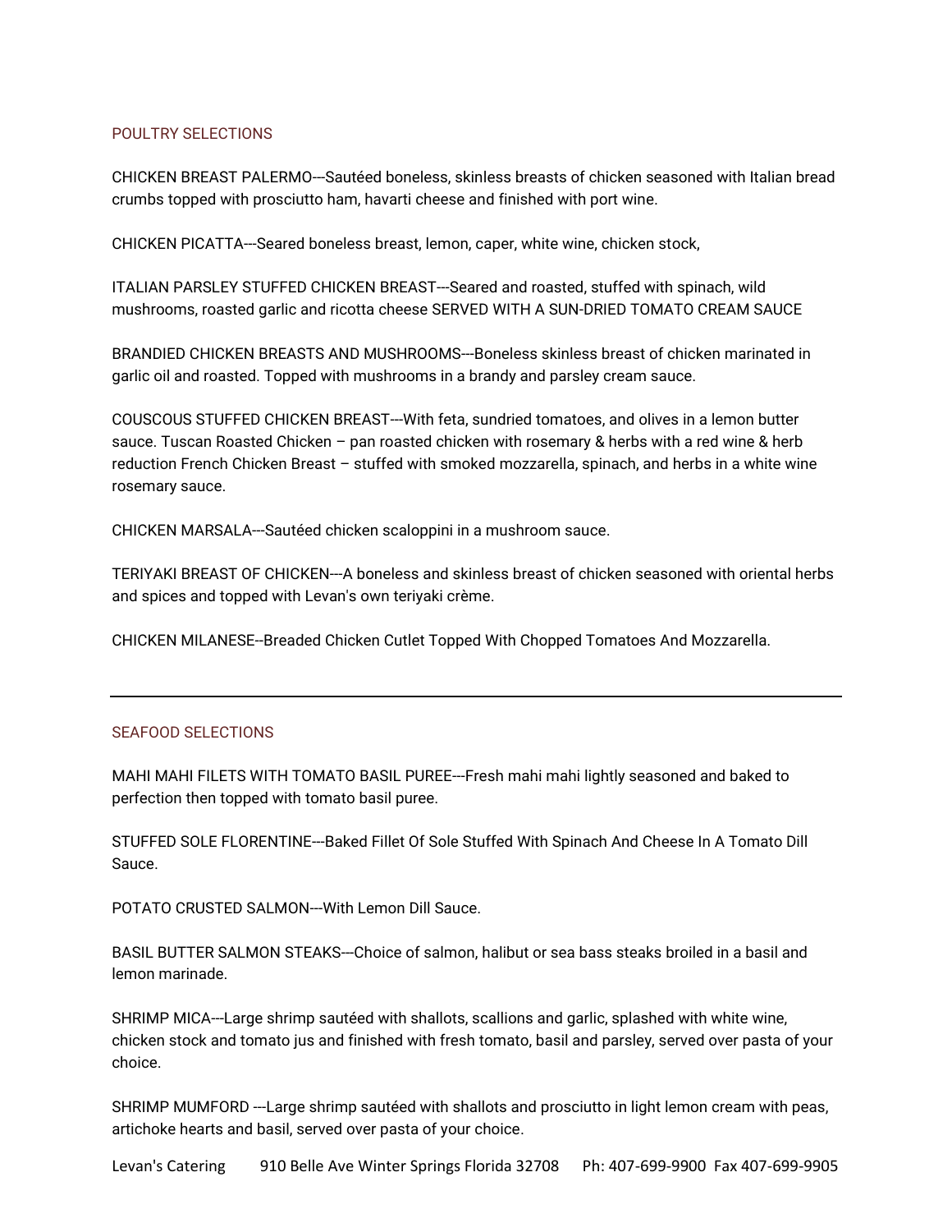## POULTRY SELECTIONS

CHICKEN BREAST PALERMO---Sautéed boneless, skinless breasts of chicken seasoned with Italian bread crumbs topped with prosciutto ham, havarti cheese and finished with port wine.

CHICKEN PICATTA---Seared boneless breast, lemon, caper, white wine, chicken stock,

ITALIAN PARSLEY STUFFED CHICKEN BREAST---Seared and roasted, stuffed with spinach, wild mushrooms, roasted garlic and ricotta cheese SERVED WITH A SUN-DRIED TOMATO CREAM SAUCE

BRANDIED CHICKEN BREASTS AND MUSHROOMS---Boneless skinless breast of chicken marinated in garlic oil and roasted. Topped with mushrooms in a brandy and parsley cream sauce.

COUSCOUS STUFFED CHICKEN BREAST---With feta, sundried tomatoes, and olives in a lemon butter sauce. Tuscan Roasted Chicken – pan roasted chicken with rosemary & herbs with a red wine & herb reduction French Chicken Breast – stuffed with smoked mozzarella, spinach, and herbs in a white wine rosemary sauce.

CHICKEN MARSALA---Sautéed chicken scaloppini in a mushroom sauce.

TERIYAKI BREAST OF CHICKEN---A boneless and skinless breast of chicken seasoned with oriental herbs and spices and topped with Levan's own teriyaki crème.

CHICKEN MILANESE--Breaded Chicken Cutlet Topped With Chopped Tomatoes And Mozzarella.

---

## SEAFOOD SELECTIONS

MAHI MAHI FILETS WITH TOMATO BASIL PUREE---Fresh mahi mahi lightly seasoned and baked to perfection then topped with tomato basil puree.

STUFFED SOLE FLORENTINE---Baked Fillet Of Sole Stuffed With Spinach And Cheese In A Tomato Dill Sauce.

POTATO CRUSTED SALMON---With Lemon Dill Sauce.

BASIL BUTTER SALMON STEAKS---Choice of salmon, halibut or sea bass steaks broiled in a basil and lemon marinade.

SHRIMP MICA---Large shrimp sautéed with shallots, scallions and garlic, splashed with white wine, chicken stock and tomato jus and finished with fresh tomato, basil and parsley, served over pasta of your choice.

SHRIMP MUMFORD ---Large shrimp sautéed with shallots and prosciutto in light lemon cream with peas, artichoke hearts and basil, served over pasta of your choice.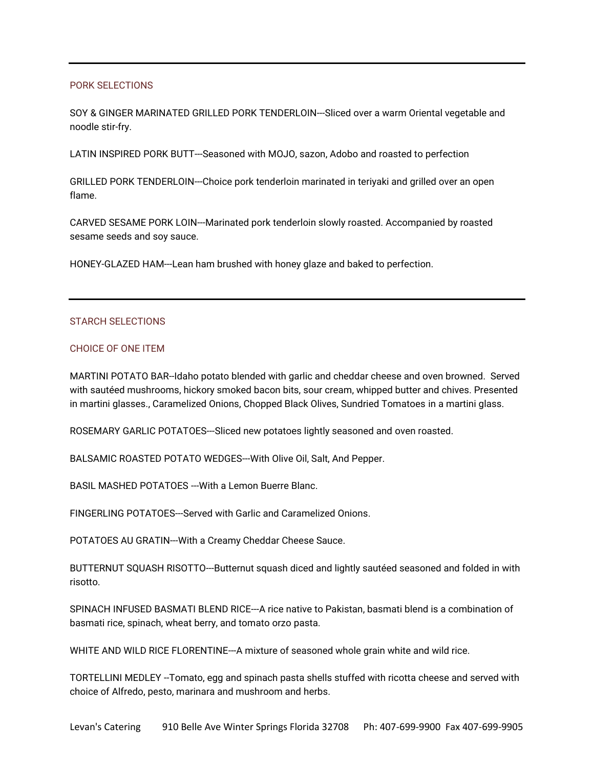---

## PORK SELECTIONS

SOY & GINGER MARINATED GRILLED PORK TENDERLOIN---Sliced over a warm Oriental vegetable and noodle stir-fry.

LATIN INSPIRED PORK BUTT---Seasoned with MOJO, sazon, Adobo and roasted to perfection

GRILLED PORK TENDERLOIN---Choice pork tenderloin marinated in teriyaki and grilled over an open flame.

CARVED SESAME PORK LOIN---Marinated pork tenderloin slowly roasted. Accompanied by roasted sesame seeds and soy sauce.

HONEY-GLAZED HAM---Lean ham brushed with honey glaze and baked to perfection.

---

## STARCH SELECTIONS

### CHOICE OF ONE ITEM

MARTINI POTATO BAR--Idaho potato blended with garlic and cheddar cheese and oven browned. Served with sautéed mushrooms, hickory smoked bacon bits, sour cream, whipped butter and chives. Presented in martini glasses., Caramelized Onions, Chopped Black Olives, Sundried Tomatoes in a martini glass.

ROSEMARY GARLIC POTATOES---Sliced new potatoes lightly seasoned and oven roasted.

BALSAMIC ROASTED POTATO WEDGES---With Olive Oil, Salt, And Pepper.

BASIL MASHED POTATOES ---With a Lemon Buerre Blanc.

FINGERLING POTATOES---Served with Garlic and Caramelized Onions.

POTATOES AU GRATIN---With a Creamy Cheddar Cheese Sauce.

BUTTERNUT SQUASH RISOTTO---Butternut squash diced and lightly sautéed seasoned and folded in with risotto.

SPINACH INFUSED BASMATI BLEND RICE---A rice native to Pakistan, basmati blend is a combination of basmati rice, spinach, wheat berry, and tomato orzo pasta.

WHITE AND WILD RICE FLORENTINE---A mixture of seasoned whole grain white and wild rice.

TORTELLINI MEDLEY --Tomato, egg and spinach pasta shells stuffed with ricotta cheese and served with choice of Alfredo, pesto, marinara and mushroom and herbs.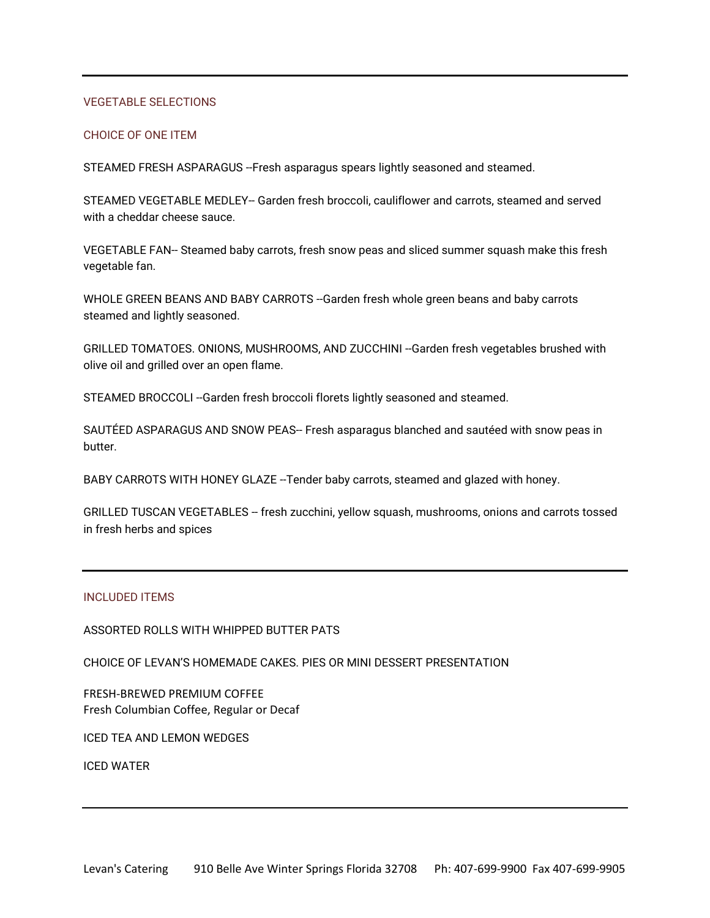---

## VEGETABLE SELECTIONS

### CHOICE OF ONE ITEM

STEAMED FRESH ASPARAGUS --Fresh asparagus spears lightly seasoned and steamed.

STEAMED VEGETABLE MEDLEY-- Garden fresh broccoli, cauliflower and carrots, steamed and served with a cheddar cheese sauce.

VEGETABLE FAN-- Steamed baby carrots, fresh snow peas and sliced summer squash make this fresh vegetable fan.

WHOLE GREEN BEANS AND BABY CARROTS --Garden fresh whole green beans and baby carrots steamed and lightly seasoned.

GRILLED TOMATOES. ONIONS, MUSHROOMS, AND ZUCCHINI --Garden fresh vegetables brushed with olive oil and grilled over an open flame.

STEAMED BROCCOLI --Garden fresh broccoli florets lightly seasoned and steamed.

SAUTÉED ASPARAGUS AND SNOW PEAS-- Fresh asparagus blanched and sautéed with snow peas in butter.

BABY CARROTS WITH HONEY GLAZE --Tender baby carrots, steamed and glazed with honey.

GRILLED TUSCAN VEGETABLES -- fresh zucchini, yellow squash, mushrooms, onions and carrots tossed in fresh herbs and spices

---

## INCLUDED ITEMS

ASSORTED ROLLS WITH WHIPPED BUTTER PATS

CHOICE OF LEVAN'S HOMEMADE CAKES. PIES OR MINI DESSERT PRESENTATION

FRESH-BREWED PREMIUM COFFEE
Fresh Columbian Coffee, Regular or Decaf

ICED TEA AND LEMON WEDGES

ICED WATER

---

Levan's Catering 910 Belle Ave Winter Springs Florida 32708 Ph: 407-699-9900 Fax 407-699-9905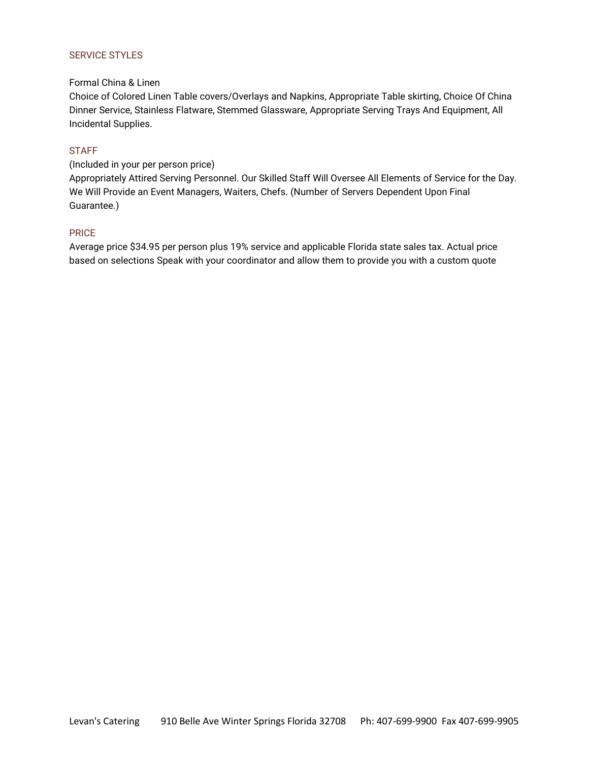## SERVICE STYLES

Formal China & Linen
Choice of Colored Linen Table covers/Overlays and Napkins, Appropriate Table skirting, Choice Of China Dinner Service, Stainless Flatware, Stemmed Glassware, Appropriate Serving Trays And Equipment, All Incidental Supplies.

## STAFF

(Included in your per person price)
Appropriately Attired Serving Personnel. Our Skilled Staff Will Oversee All Elements of Service for the Day. We Will Provide an Event Managers, Waiters, Chefs. (Number of Servers Dependent Upon Final Guarantee.)

## PRICE

Average price $34.95 per person plus 19% service and applicable Florida state sales tax. Actual price based on selections Speak with your coordinator and allow them to provide you with a custom quote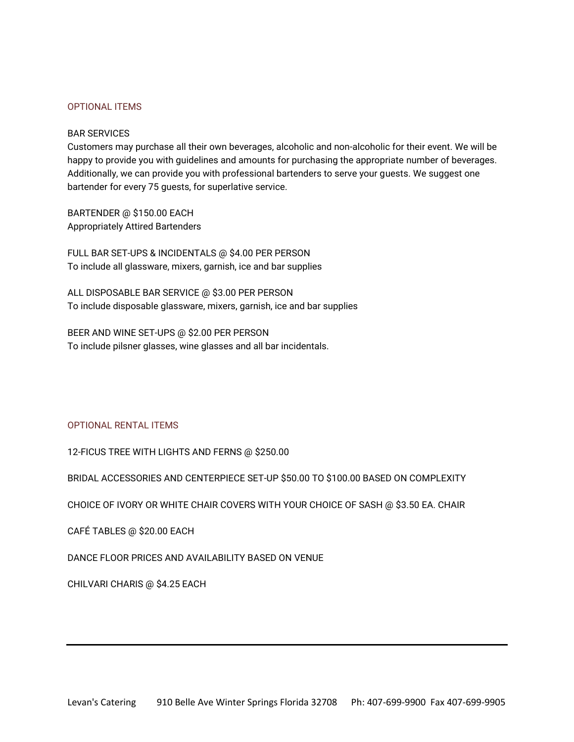## OPTIONAL ITEMS

BAR SERVICES
Customers may purchase all their own beverages, alcoholic and non-alcoholic for their event. We will be happy to provide you with guidelines and amounts for purchasing the appropriate number of beverages. Additionally, we can provide you with professional bartenders to serve your guests. We suggest one bartender for every 75 guests, for superlative service.

BARTENDER @ $150.00 EACH
Appropriately Attired Bartenders

FULL BAR SET-UPS & INCIDENTALS @ $4.00 PER PERSON
To include all glassware, mixers, garnish, ice and bar supplies

ALL DISPOSABLE BAR SERVICE @ $3.00 PER PERSON
To include disposable glassware, mixers, garnish, ice and bar supplies

BEER AND WINE SET-UPS @ $2.00 PER PERSON
To include pilsner glasses, wine glasses and all bar incidentals.

## OPTIONAL RENTAL ITEMS

12-FICUS TREE WITH LIGHTS AND FERNS @ $250.00

BRIDAL ACCESSORIES AND CENTERPIECE SET-UP $50.00 TO $100.00 BASED ON COMPLEXITY

CHOICE OF IVORY OR WHITE CHAIR COVERS WITH YOUR CHOICE OF SASH @ $3.50 EA. CHAIR

CAFÉ TABLES @ $20.00 EACH

DANCE FLOOR PRICES AND AVAILABILITY BASED ON VENUE

CHILVARI CHARIS @ $4.25 EACH

---

Levan's Catering 910 Belle Ave Winter Springs Florida 32708 Ph: 407-699-9900 Fax 407-699-9905